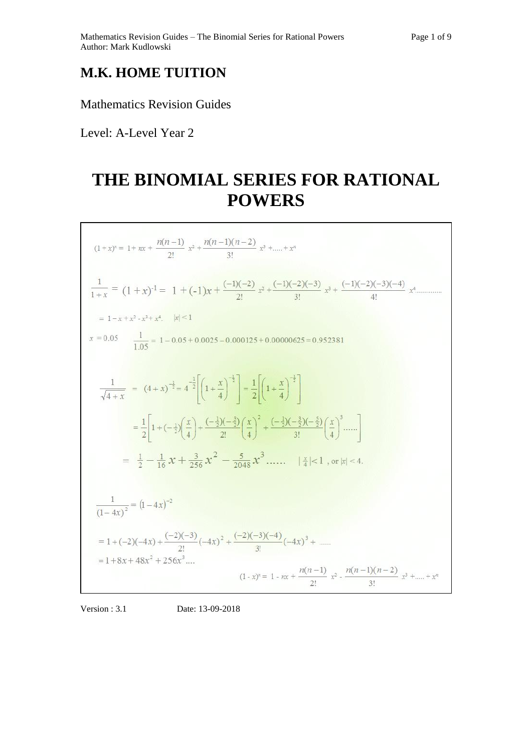# M.K. HOME TUITION

Mathematics Revision Guides

Level: A-Level Year 2

# THE BINOMIAL SERIES FOR RATIONAL POWERS

$$(1+x)^n = 1 + nx + \frac{n(n-1)}{2!}x^2 + \frac{n(n-1)(n-2)}{3!}x^3 + \ldots + x^n$$

$$\frac{1}{1+x} = (1+x)^{-1} = 1 + (-1)x + \frac{(-1)(-2)}{2!}x^2 + \frac{(-1)(-2)(-3)}{3!}x^3 + \frac{(-1)(-2)(-3)(-4)}{4!}x^4 \ldots\ldots\ldots\ldots$$

$$= 1 - x + x^2 - x^3 + x^4. \quad |x| < 1$$

$$x = 0.05 \qquad \frac{1}{1.05} = 1 - 0.05 + 0.0025 - 0.000125 + 0.00000625 = 0.952381$$

$$\frac{1}{\sqrt{4+x}} = (4+x)^{-\frac{1}{2}} = 4^{-\frac{1}{2}}\left[\left(1+\frac{x}{4}\right)^{-\frac{1}{2}}\right] = \frac{1}{2}\left[\left(1+\frac{x}{4}\right)^{-\frac{1}{2}}\right]$$

$$= \frac{1}{2}\left[1 + (-\tfrac{1}{2})\left(\frac{x}{4}\right) + \frac{(-\frac{1}{2})(-\frac{3}{2})}{2!}\left(\frac{x}{4}\right)^2 + \frac{(-\frac{1}{2})(-\frac{3}{2})(-\frac{5}{2})}{3!}\left(\frac{x}{4}\right)^3 \ldots\ldots\right]$$

$$= \tfrac{1}{2} - \tfrac{1}{16}x + \tfrac{3}{256}x^2 - \tfrac{5}{2048}x^3 \ldots\ldots \quad |\tfrac{x}{4}| < 1 \text{, or } |x| < 4.$$

$$\frac{1}{(1-4x)^2} = (1-4x)^{-2}$$

$$= 1 + (-2)(-4x) + \frac{(-2)(-3)}{2!}(-4x)^2 + \frac{(-2)(-3)(-4)}{3!}(-4x)^3 + \ldots\ldots$$

$$= 1 + 8x + 48x^2 + 256x^3 \ldots.$$

$$(1-x)^n = 1 - nx + \frac{n(n-1)}{2!}x^2 - \frac{n(n-1)(n-2)}{3!}x^3 + \ldots + x^n$$

Version : 3.1 Date: 13-09-2018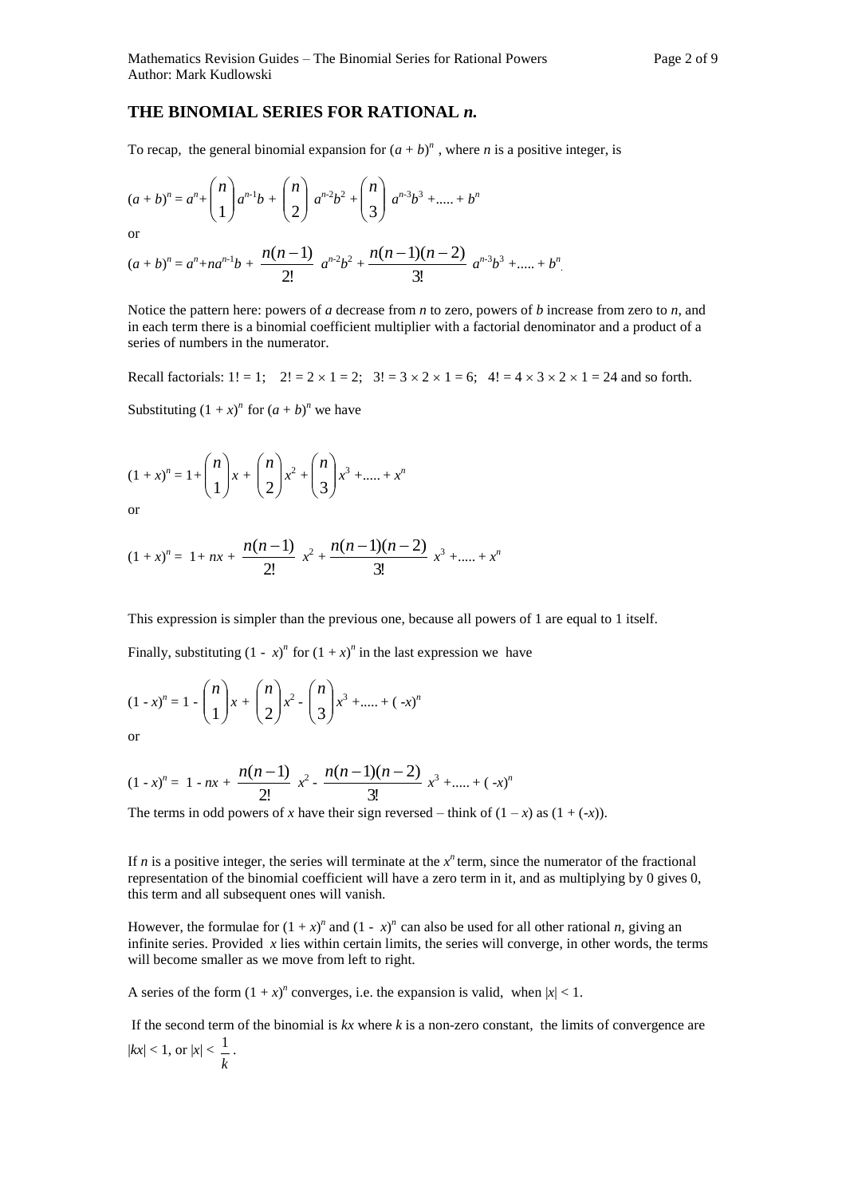## THE BINOMIAL SERIES FOR RATIONAL *n*.

To recap, the general binomial expansion for $(a + b)^n$, where *n* is a positive integer, is

$$(a + b)^n = a^n + \binom{n}{1} a^{n-1}b + \binom{n}{2} a^{n-2}b^2 + \binom{n}{3} a^{n-3}b^3 + ..... + b^n$$

or

$$(a + b)^n = a^n + na^{n-1}b + \frac{n(n-1)}{2!} a^{n-2}b^2 + \frac{n(n-1)(n-2)}{3!} a^{n-3}b^3 + ..... + b^n.$$

Notice the pattern here: powers of *a* decrease from *n* to zero, powers of *b* increase from zero to *n*, and in each term there is a binomial coefficient multiplier with a factorial denominator and a product of a series of numbers in the numerator.

Recall factorials: $1! = 1$; $2! = 2 \times 1 = 2$; $3! = 3 \times 2 \times 1 = 6$; $4! = 4 \times 3 \times 2 \times 1 = 24$ and so forth.

Substituting $(1 + x)^n$ for $(a + b)^n$ we have

$$(1 + x)^n = 1 + \binom{n}{1} x + \binom{n}{2} x^2 + \binom{n}{3} x^3 + ..... + x^n$$

or

$$(1 + x)^n = 1 + nx + \frac{n(n-1)}{2!} x^2 + \frac{n(n-1)(n-2)}{3!} x^3 + ..... + x^n$$

This expression is simpler than the previous one, because all powers of 1 are equal to 1 itself.

Finally, substituting $(1 - x)^n$ for $(1 + x)^n$ in the last expression we have

$$(1 - x)^n = 1 - \binom{n}{1} x + \binom{n}{2} x^2 - \binom{n}{3} x^3 + ..... + (-x)^n$$

or

$$(1 - x)^n = 1 - nx + \frac{n(n-1)}{2!} x^2 - \frac{n(n-1)(n-2)}{3!} x^3 + ..... + (-x)^n$$

The terms in odd powers of *x* have their sign reversed – think of $(1 – x)$ as $(1 + (-x))$.

If *n* is a positive integer, the series will terminate at the $x^n$ term, since the numerator of the fractional representation of the binomial coefficient will have a zero term in it, and as multiplying by 0 gives 0, this term and all subsequent ones will vanish.

However, the formulae for $(1 + x)^n$ and $(1 - x)^n$ can also be used for all other rational *n*, giving an infinite series. Provided *x* lies within certain limits, the series will converge, in other words, the terms will become smaller as we move from left to right.

A series of the form $(1 + x)^n$ converges, i.e. the expansion is valid, when $|x| < 1$.

If the second term of the binomial is *kx* where *k* is a non-zero constant, the limits of convergence are $|kx| < 1$, or $|x| < \frac{1}{k}$.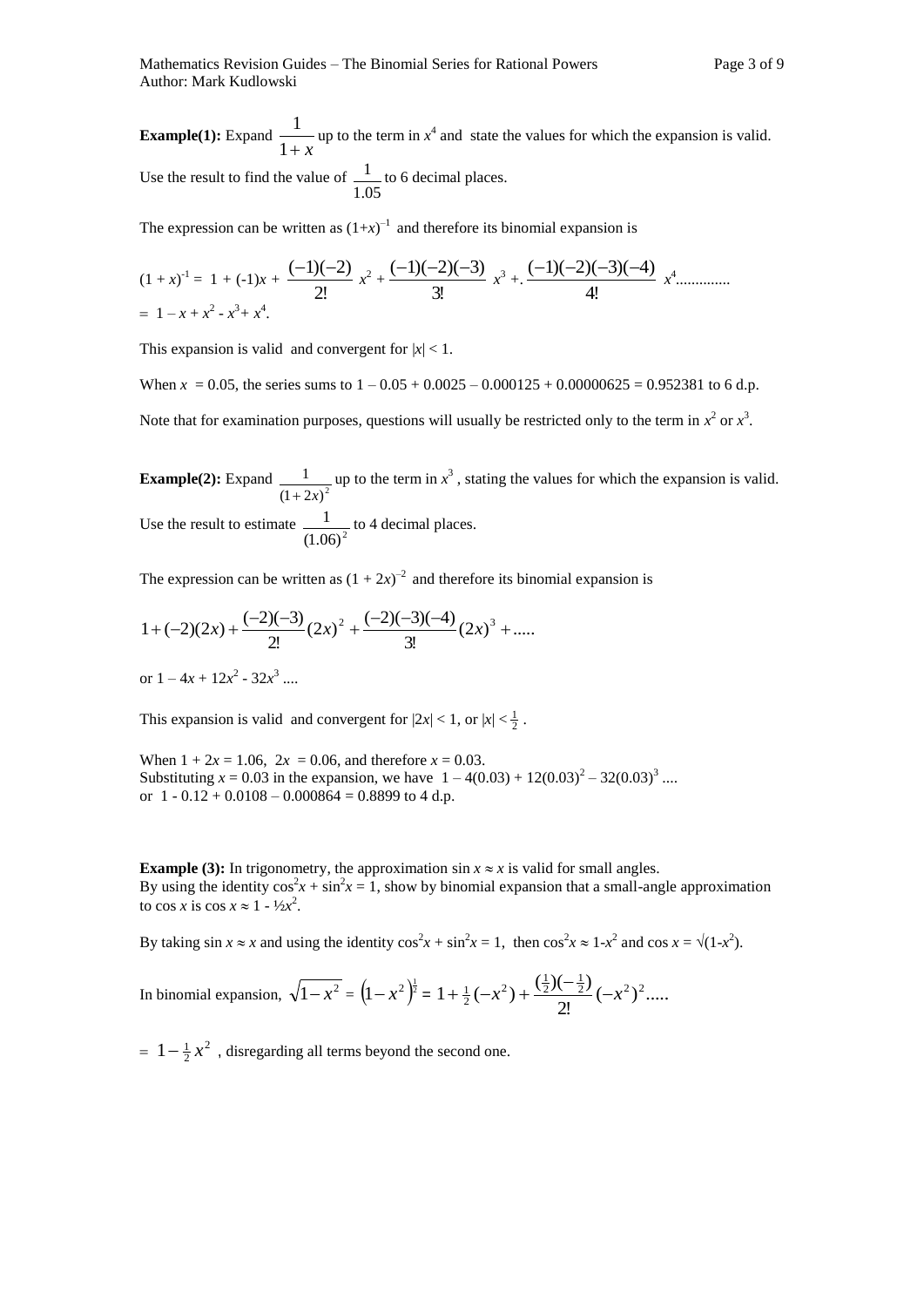**Example(1):** Expand $\dfrac{1}{1+x}$ up to the term in $x^4$ and state the values for which the expansion is valid.

Use the result to find the value of $\dfrac{1}{1.05}$ to 6 decimal places.

The expression can be written as $(1+x)^{-1}$ and therefore its binomial expansion is

$$(1+x)^{-1} = 1 + (-1)x + \frac{(-1)(-2)}{2!}x^2 + \frac{(-1)(-2)(-3)}{3!}x^3 + \frac{(-1)(-2)(-3)(-4)}{4!}x^4 \ldots\ldots\ldots\ldots$$
$$= 1 - x + x^2 - x^3 + x^4.$$

This expansion is valid and convergent for $|x| < 1$.

When $x = 0.05$, the series sums to $1 - 0.05 + 0.0025 - 0.000125 + 0.00000625 = 0.952381$ to 6 d.p.

Note that for examination purposes, questions will usually be restricted only to the term in $x^2$ or $x^3$.

**Example(2):** Expand $\dfrac{1}{(1+2x)^2}$ up to the term in $x^3$, stating the values for which the expansion is valid.

Use the result to estimate $\dfrac{1}{(1.06)^2}$ to 4 decimal places.

The expression can be written as $(1 + 2x)^{-2}$ and therefore its binomial expansion is

$$1 + (-2)(2x) + \frac{(-2)(-3)}{2!}(2x)^2 + \frac{(-2)(-3)(-4)}{3!}(2x)^3 + \ldots\ldots$$

or $1 - 4x + 12x^2 - 32x^3 \ldots$

This expansion is valid and convergent for $|2x| < 1$, or $|x| < \frac{1}{2}$.

When $1 + 2x = 1.06$, $2x = 0.06$, and therefore $x = 0.03$.
Substituting $x = 0.03$ in the expansion, we have $1 - 4(0.03) + 12(0.03)^2 - 32(0.03)^3 \ldots$
or $1 - 0.12 + 0.0108 - 0.000864 = 0.8899$ to 4 d.p.

**Example (3):** In trigonometry, the approximation $\sin x \approx x$ is valid for small angles.
By using the identity $\cos^2 x + \sin^2 x = 1$, show by binomial expansion that a small-angle approximation to $\cos x$ is $\cos x \approx 1 - \frac{1}{2}x^2$.

By taking $\sin x \approx x$ and using the identity $\cos^2 x + \sin^2 x = 1$, then $\cos^2 x \approx 1 - x^2$ and $\cos x = \sqrt{1-x^2}$.

In binomial expansion, $\sqrt{1-x^2} = \left(1-x^2\right)^{\frac{1}{2}} = 1 + \frac{1}{2}(-x^2) + \dfrac{(\frac{1}{2})(-\frac{1}{2})}{2!}(-x^2)^2 \ldots\ldots$

$= 1 - \frac{1}{2}x^2$ , disregarding all terms beyond the second one.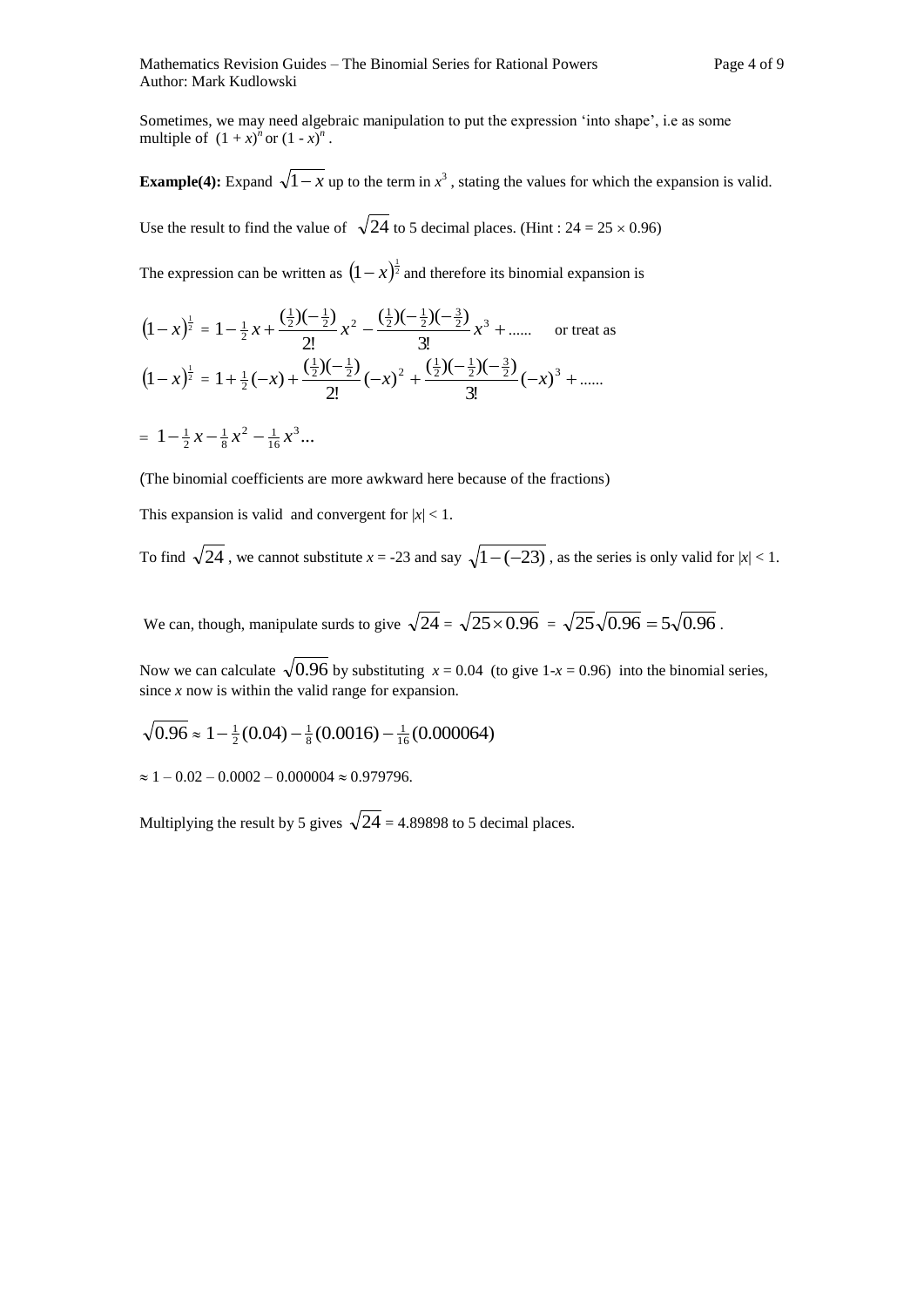Sometimes, we may need algebraic manipulation to put the expression 'into shape', i.e as some multiple of $(1 + x)^n$ or $(1 - x)^n$ .

**Example(4):** Expand $\sqrt{1-x}$ up to the term in $x^3$ , stating the values for which the expansion is valid.

Use the result to find the value of $\sqrt{24}$ to 5 decimal places. (Hint : $24 = 25 \times 0.96$)

The expression can be written as $(1-x)^{\frac{1}{2}}$ and therefore its binomial expansion is

$$(1-x)^{\frac{1}{2}} = 1 - \tfrac{1}{2}x + \frac{(\frac{1}{2})(-\frac{1}{2})}{2!}x^2 - \frac{(\frac{1}{2})(-\frac{1}{2})(-\frac{3}{2})}{3!}x^3 + ......$$ or treat as

$$(1-x)^{\frac{1}{2}} = 1 + \tfrac{1}{2}(-x) + \frac{(\frac{1}{2})(-\frac{1}{2})}{2!}(-x)^2 + \frac{(\frac{1}{2})(-\frac{1}{2})(-\frac{3}{2})}{3!}(-x)^3 + ......$$

$$= 1 - \tfrac{1}{2}x - \tfrac{1}{8}x^2 - \tfrac{1}{16}x^3 ...$$

(The binomial coefficients are more awkward here because of the fractions)

This expansion is valid and convergent for $|x| < 1$.

To find $\sqrt{24}$ , we cannot substitute $x = -23$ and say $\sqrt{1-(-23)}$ , as the series is only valid for $|x| < 1$.

We can, though, manipulate surds to give $\sqrt{24} = \sqrt{25 \times 0.96} = \sqrt{25}\sqrt{0.96} = 5\sqrt{0.96}$ .

Now we can calculate $\sqrt{0.96}$ by substituting $x = 0.04$ (to give $1-x = 0.96$) into the binomial series, since $x$ now is within the valid range for expansion.

$$\sqrt{0.96} \approx 1 - \tfrac{1}{2}(0.04) - \tfrac{1}{8}(0.0016) - \tfrac{1}{16}(0.000064)$$

$\approx 1 - 0.02 - 0.0002 - 0.000004 \approx 0.979796.$

Multiplying the result by 5 gives $\sqrt{24} = 4.89898$ to 5 decimal places.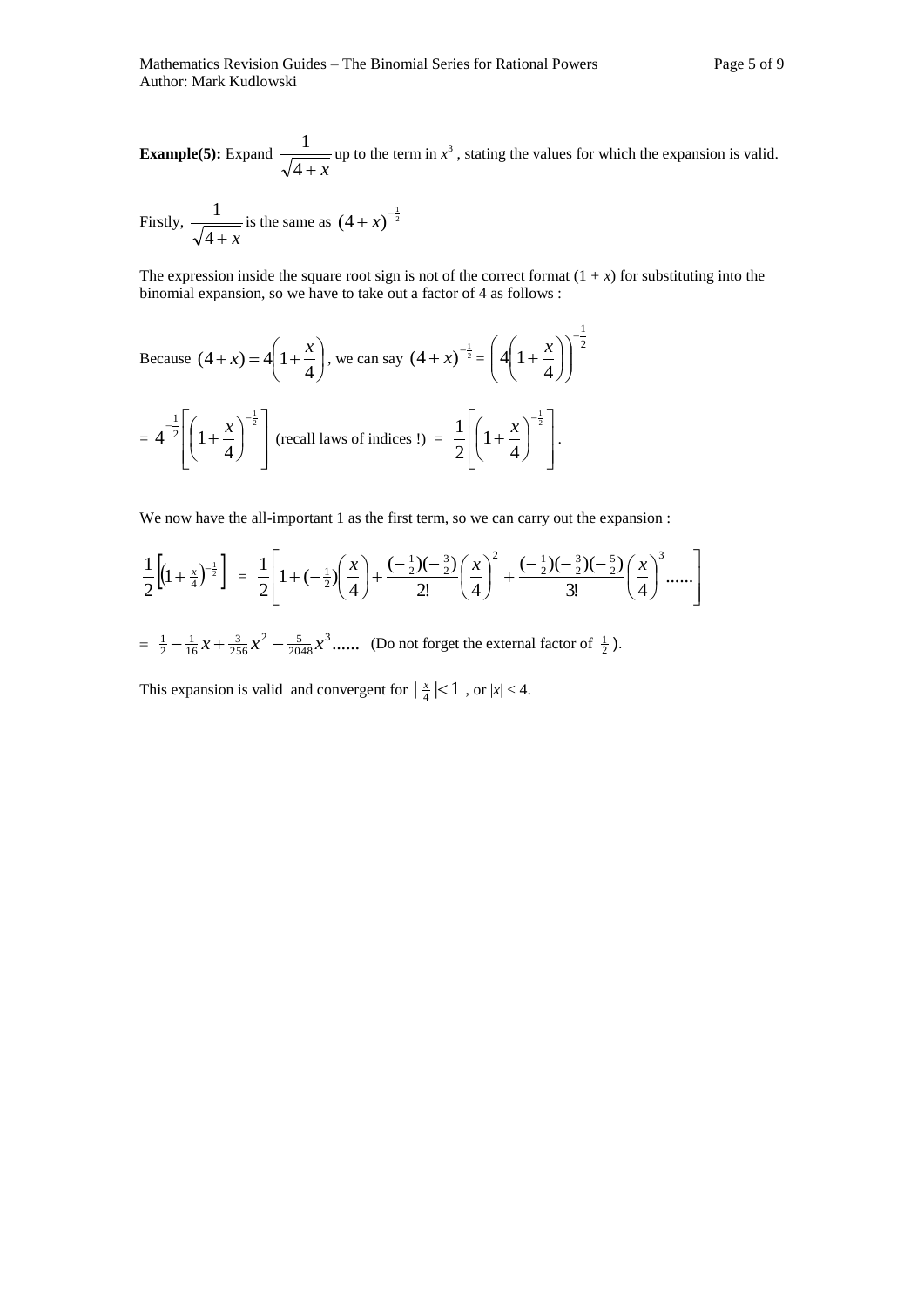**Example(5):** Expand $\dfrac{1}{\sqrt{4+x}}$ up to the term in $x^3$, stating the values for which the expansion is valid.

Firstly, $\dfrac{1}{\sqrt{4+x}}$ is the same as $(4+x)^{-\frac{1}{2}}$

The expression inside the square root sign is not of the correct format $(1 + x)$ for substituting into the binomial expansion, so we have to take out a factor of 4 as follows :

Because $(4+x) = 4\left(1+\dfrac{x}{4}\right)$, we can say $(4+x)^{-\frac{1}{2}} = \left(4\left(1+\dfrac{x}{4}\right)\right)^{-\frac{1}{2}}$

$= 4^{-\frac{1}{2}}\left[\left(1+\dfrac{x}{4}\right)^{-\frac{1}{2}}\right]$ (recall laws of indices !) $= \dfrac{1}{2}\left[\left(1+\dfrac{x}{4}\right)^{-\frac{1}{2}}\right]$.

We now have the all-important 1 as the first term, so we can carry out the expansion :

$$\frac{1}{2}\left[\left(1+\tfrac{x}{4}\right)^{-\frac{1}{2}}\right] = \frac{1}{2}\left[1+(-\tfrac{1}{2})\left(\frac{x}{4}\right)+\frac{(-\frac{1}{2})(-\frac{3}{2})}{2!}\left(\frac{x}{4}\right)^2+\frac{(-\frac{1}{2})(-\frac{3}{2})(-\frac{5}{2})}{3!}\left(\frac{x}{4}\right)^3 \ldots\ldots\right]$$

$= \frac{1}{2} - \frac{1}{16}x + \frac{3}{256}x^2 - \frac{5}{2048}x^3 \ldots\ldots$ (Do not forget the external factor of $\frac{1}{2}$).

This expansion is valid and convergent for $\left|\frac{x}{4}\right| < 1$, or $|x| < 4$.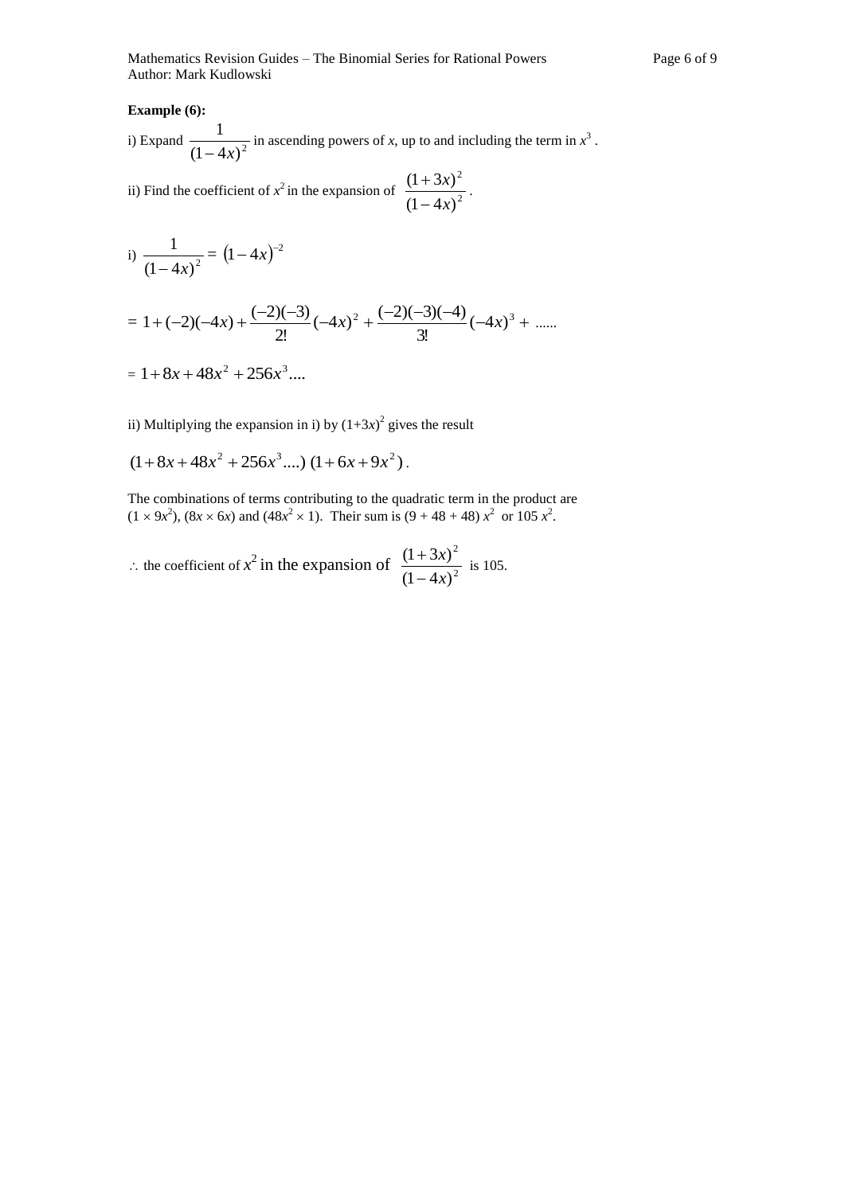**Example (6):**

i) Expand $\dfrac{1}{(1-4x)^2}$ in ascending powers of *x*, up to and including the term in $x^3$ .

ii) Find the coefficient of $x^2$ in the expansion of $\dfrac{(1+3x)^2}{(1-4x)^2}$ .

i) $\dfrac{1}{(1-4x)^2} = (1-4x)^{-2}$

$$= 1+(-2)(-4x)+\frac{(-2)(-3)}{2!}(-4x)^2+\frac{(-2)(-3)(-4)}{3!}(-4x)^3+ \text{......}$$

$$= 1+8x+48x^2+256x^3....$$

ii) Multiplying the expansion in i) by $(1+3x)^2$ gives the result

$$(1+8x+48x^2+256x^3....)\,(1+6x+9x^2)\,.$$

The combinations of terms contributing to the quadratic term in the product are $(1 \times 9x^2)$, $(8x \times 6x)$ and $(48x^2 \times 1)$. Their sum is $(9 + 48 + 48)\,x^2$ or $105\,x^2$.

$\therefore$ the coefficient of $x^2$ in the expansion of $\dfrac{(1+3x)^2}{(1-4x)^2}$ is 105.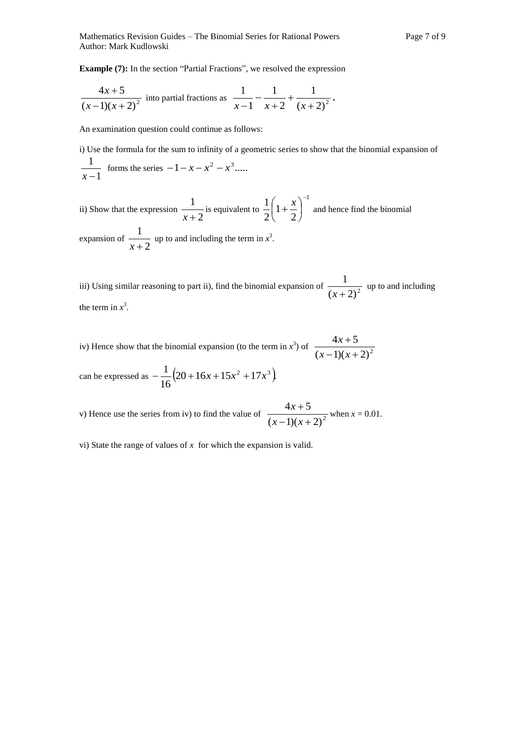**Example (7):** In the section "Partial Fractions", we resolved the expression

$$\frac{4x+5}{(x-1)(x+2)^2} \text{ into partial fractions as } \frac{1}{x-1} - \frac{1}{x+2} + \frac{1}{(x+2)^2}.$$

An examination question could continue as follows:

i) Use the formula for the sum to infinity of a geometric series to show that the binomial expansion of $\frac{1}{x-1}$ forms the series $-1-x-x^2-x^3.....$

ii) Show that the expression $\frac{1}{x+2}$ is equivalent to $\frac{1}{2}\left(1+\frac{x}{2}\right)^{-1}$ and hence find the binomial expansion of $\frac{1}{x+2}$ up to and including the term in $x^3$.

iii) Using similar reasoning to part ii), find the binomial expansion of $\frac{1}{(x+2)^2}$ up to and including the term in $x^3$.

iv) Hence show that the binomial expansion (to the term in $x^3$) of $\frac{4x+5}{(x-1)(x+2)^2}$ can be expressed as $-\frac{1}{16}\left(20+16x+15x^2+17x^3\right)$.

v) Hence use the series from iv) to find the value of $\frac{4x+5}{(x-1)(x+2)^2}$ when $x = 0.01$.

vi) State the range of values of $x$ for which the expansion is valid.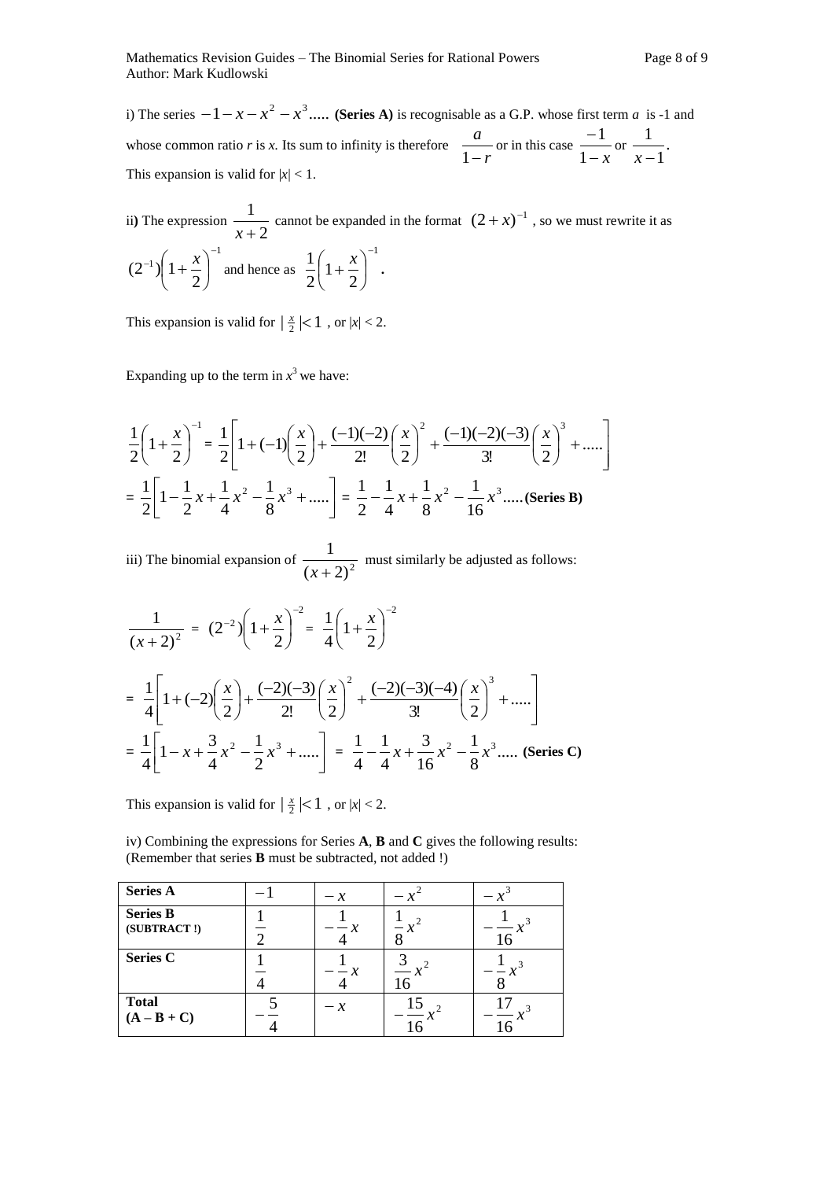i) The series $-1-x-x^2-x^3.....$ **(Series A)** is recognisable as a G.P. whose first term *a* is -1 and whose common ratio *r* is *x*. Its sum to infinity is therefore $\frac{a}{1-r}$ or in this case $\frac{-1}{1-x}$ or $\frac{1}{x-1}$.
This expansion is valid for $|x| < 1$.

ii**)** The expression $\frac{1}{x+2}$ cannot be expanded in the format $(2+x)^{-1}$, so we must rewrite it as $(2^{-1})\left(1+\frac{x}{2}\right)^{-1}$ and hence as $\frac{1}{2}\left(1+\frac{x}{2}\right)^{-1}$**.**

This expansion is valid for $|\frac{x}{2}| < 1$, or $|x| < 2$.

Expanding up to the term in $x^3$ we have:

$$\frac{1}{2}\left(1+\frac{x}{2}\right)^{-1} = \frac{1}{2}\left[1+(-1)\left(\frac{x}{2}\right)+\frac{(-1)(-2)}{2!}\left(\frac{x}{2}\right)^2+\frac{(-1)(-2)(-3)}{3!}\left(\frac{x}{2}\right)^3+.....\right]$$

$$= \frac{1}{2}\left[1-\frac{1}{2}x+\frac{1}{4}x^2-\frac{1}{8}x^3+.....\right] = \frac{1}{2}-\frac{1}{4}x+\frac{1}{8}x^2-\frac{1}{16}x^3..... \textbf{(Series B)}$$

iii) The binomial expansion of $\frac{1}{(x+2)^2}$ must similarly be adjusted as follows:

$$\frac{1}{(x+2)^2} = (2^{-2})\left(1+\frac{x}{2}\right)^{-2} = \frac{1}{4}\left(1+\frac{x}{2}\right)^{-2}$$

$$= \frac{1}{4}\left[1+(-2)\left(\frac{x}{2}\right)+\frac{(-2)(-3)}{2!}\left(\frac{x}{2}\right)^2+\frac{(-2)(-3)(-4)}{3!}\left(\frac{x}{2}\right)^3+.....\right]$$

$$= \frac{1}{4}\left[1-x+\frac{3}{4}x^2-\frac{1}{2}x^3+.....\right] = \frac{1}{4}-\frac{1}{4}x+\frac{3}{16}x^2-\frac{1}{8}x^3..... \textbf{(Series C)}$$

This expansion is valid for $|\frac{x}{2}| < 1$, or $|x| < 2$.

iv) Combining the expressions for Series **A**, **B** and **C** gives the following results:
(Remember that series **B** must be subtracted, not added !)

| **Series A** | $-1$ | $-x$ | $-x^2$ | $-x^3$ |
|---|---|---|---|---|
| **Series B (SUBTRACT !)** | $\frac{1}{2}$ | $-\frac{1}{4}x$ | $\frac{1}{8}x^2$ | $-\frac{1}{16}x^3$ |
| **Series C** | $\frac{1}{4}$ | $-\frac{1}{4}x$ | $\frac{3}{16}x^2$ | $-\frac{1}{8}x^3$ |
| **Total (A – B + C)** | $-\frac{5}{4}$ | $-x$ | $-\frac{15}{16}x^2$ | $-\frac{17}{16}x^3$ |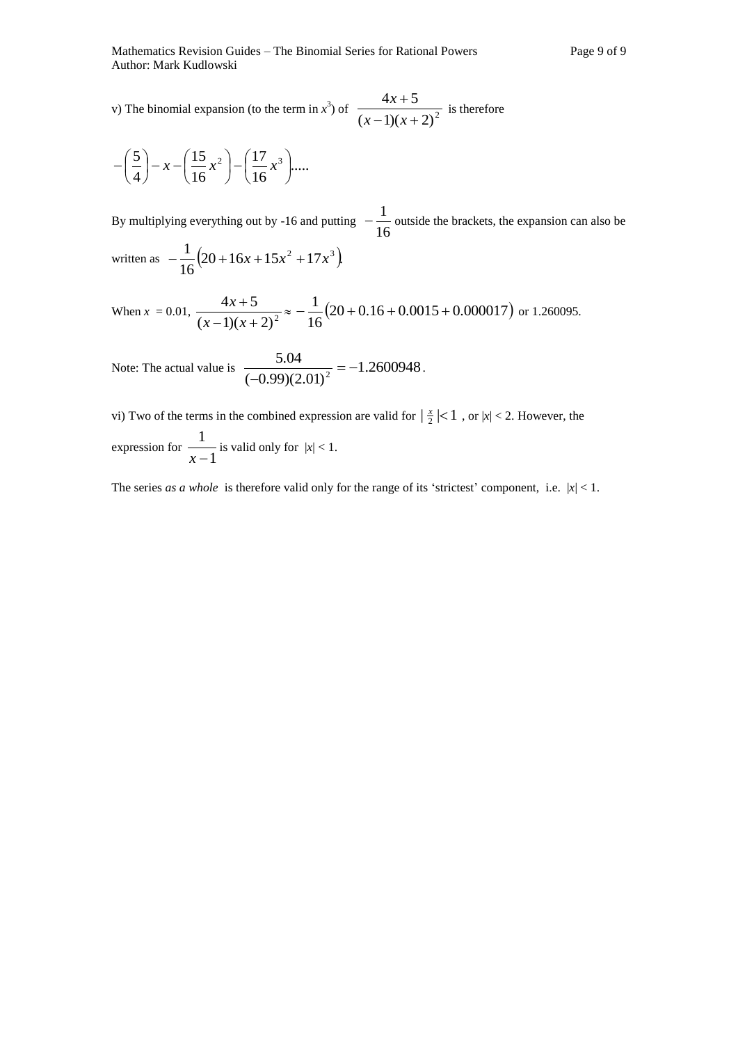v) The binomial expansion (to the term in $x^3$) of $\dfrac{4x+5}{(x-1)(x+2)^2}$ is therefore

$$-\left(\frac{5}{4}\right) - x - \left(\frac{15}{16}x^2\right) - \left(\frac{17}{16}x^3\right).....$$

By multiplying everything out by -16 and putting $-\dfrac{1}{16}$ outside the brackets, the expansion can also be written as $-\dfrac{1}{16}\left(20+16x+15x^2+17x^3\right)$.

When $x = 0.01$, $\dfrac{4x+5}{(x-1)(x+2)^2} \approx -\dfrac{1}{16}\left(20+0.16+0.0015+0.000017\right)$ or 1.260095.

Note: The actual value is $\dfrac{5.04}{(-0.99)(2.01)^2} = -1.2600948$.

vi) Two of the terms in the combined expression are valid for $\left|\frac{x}{2}\right| < 1$, or $|x| < 2$. However, the expression for $\dfrac{1}{x-1}$ is valid only for $|x| < 1$.

The series *as a whole* is therefore valid only for the range of its 'strictest' component, i.e. $|x| < 1$.